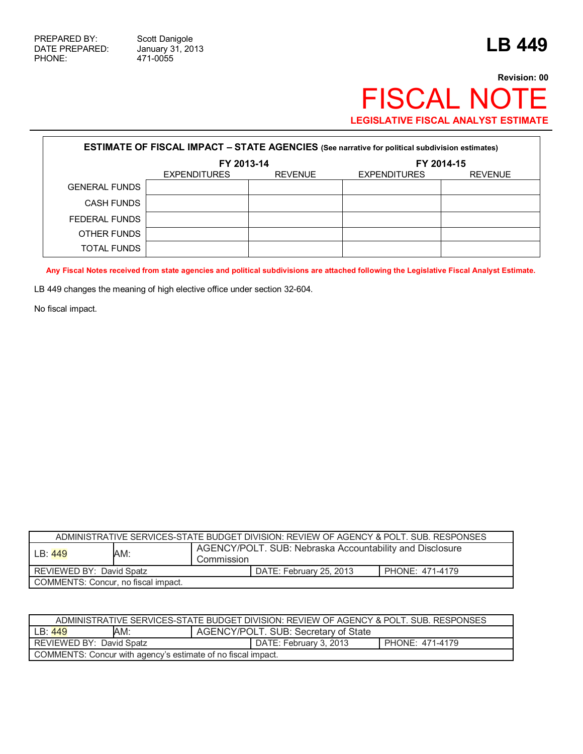PREPARED BY: Scott Danigole
DATE PREPARED: January 31, 2013
PHONE: 471-0055

# LB 449

**Revision: 00**

# FISCAL NOTE

**LEGISLATIVE FISCAL ANALYST ESTIMATE**

| **ESTIMATE OF FISCAL IMPACT – STATE AGENCIES** (See narrative for political subdivision estimates) | | | | |
|---|---|---|---|---|
| | **FY 2013-14** | | **FY 2014-15** | |
| | EXPENDITURES | REVENUE | EXPENDITURES | REVENUE |
| GENERAL FUNDS | | | | |
| CASH FUNDS | | | | |
| FEDERAL FUNDS | | | | |
| OTHER FUNDS | | | | |
| TOTAL FUNDS | | | | |

**Any Fiscal Notes received from state agencies and political subdivisions are attached following the Legislative Fiscal Analyst Estimate.**

LB 449 changes the meaning of high elective office under section 32-604.

No fiscal impact.

| ADMINISTRATIVE SERVICES-STATE BUDGET DIVISION: REVIEW OF AGENCY & POLT. SUB. RESPONSES | | | | |
|---|---|---|---|---|
| LB: 449 | AM: | AGENCY/POLT. SUB: Nebraska Accountability and Disclosure Commission | | |
| REVIEWED BY: David Spatz | | | DATE: February 25, 2013 | PHONE: 471-4179 |
| COMMENTS: Concur, no fiscal impact. | | | | |

| ADMINISTRATIVE SERVICES-STATE BUDGET DIVISION: REVIEW OF AGENCY & POLT. SUB. RESPONSES | | | | |
|---|---|---|---|---|
| LB: 449 | AM: | AGENCY/POLT. SUB: Secretary of State | | |
| REVIEWED BY: David Spatz | | | DATE: February 3, 2013 | PHONE: 471-4179 |
| COMMENTS: Concur with agency's estimate of no fiscal impact. | | | | |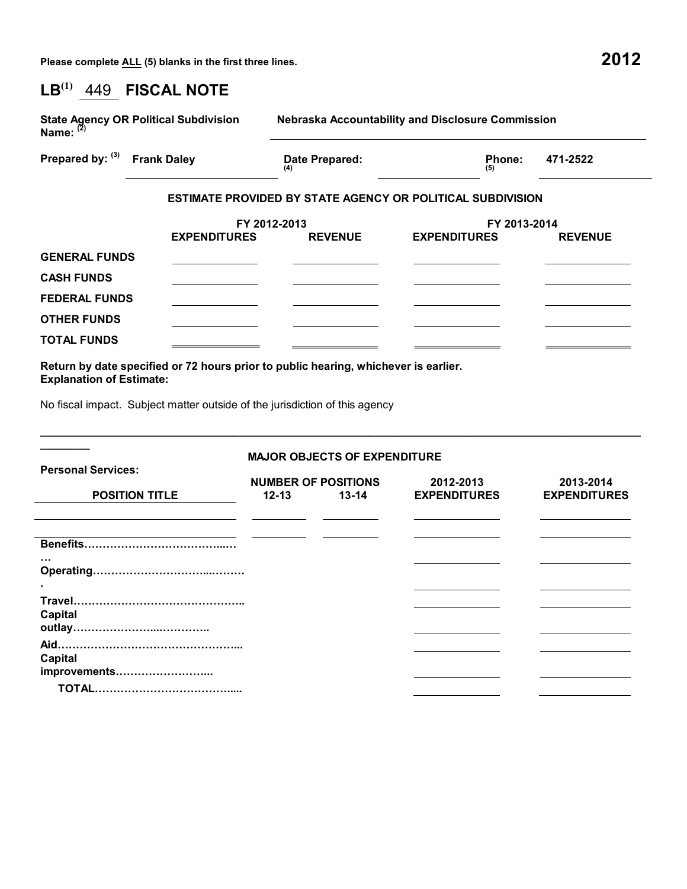Please complete ALL (5) blanks in the first three lines. **2012**

# LB[(1)] 449 FISCAL NOTE

**State Agency OR Political Subdivision Name:** [(2)] **Nebraska Accountability and Disclosure Commission**

**Prepared by:** [(3)] **Frank Daley** **Date Prepared:** [(4)] **Phone:** [(5)] **471-2522**

### ESTIMATE PROVIDED BY STATE AGENCY OR POLITICAL SUBDIVISION

| | FY 2012-2013 | | FY 2013-2014 | |
|---|---|---|---|---|
| | **EXPENDITURES** | **REVENUE** | **EXPENDITURES** | **REVENUE** |
| **GENERAL FUNDS** | | | | |
| **CASH FUNDS** | | | | |
| **FEDERAL FUNDS** | | | | |
| **OTHER FUNDS** | | | | |
| **TOTAL FUNDS** | | | | |

**Return by date specified or 72 hours prior to public hearing, whichever is earlier.**
**Explanation of Estimate:**

No fiscal impact. Subject matter outside of the jurisdiction of this agency

---

### MAJOR OBJECTS OF EXPENDITURE

**Personal Services:**

| POSITION TITLE | NUMBER OF POSITIONS 12-13 | NUMBER OF POSITIONS 13-14 | 2012-2013 EXPENDITURES | 2013-2014 EXPENDITURES |
|---|---|---|---|---|
| | | | | |
| | | | | |
| **Benefits……………………………...…** | | | | |
| **Operating…………………………...………** | | | | |
| **Travel………………………………………..** | | | | |
| **Capital outlay…………………...…………..** | | | | |
| **Aid…………………………………………...** | | | | |
| **Capital improvements……………………...** | | | | |
| **TOTAL………………………………....** | | | | |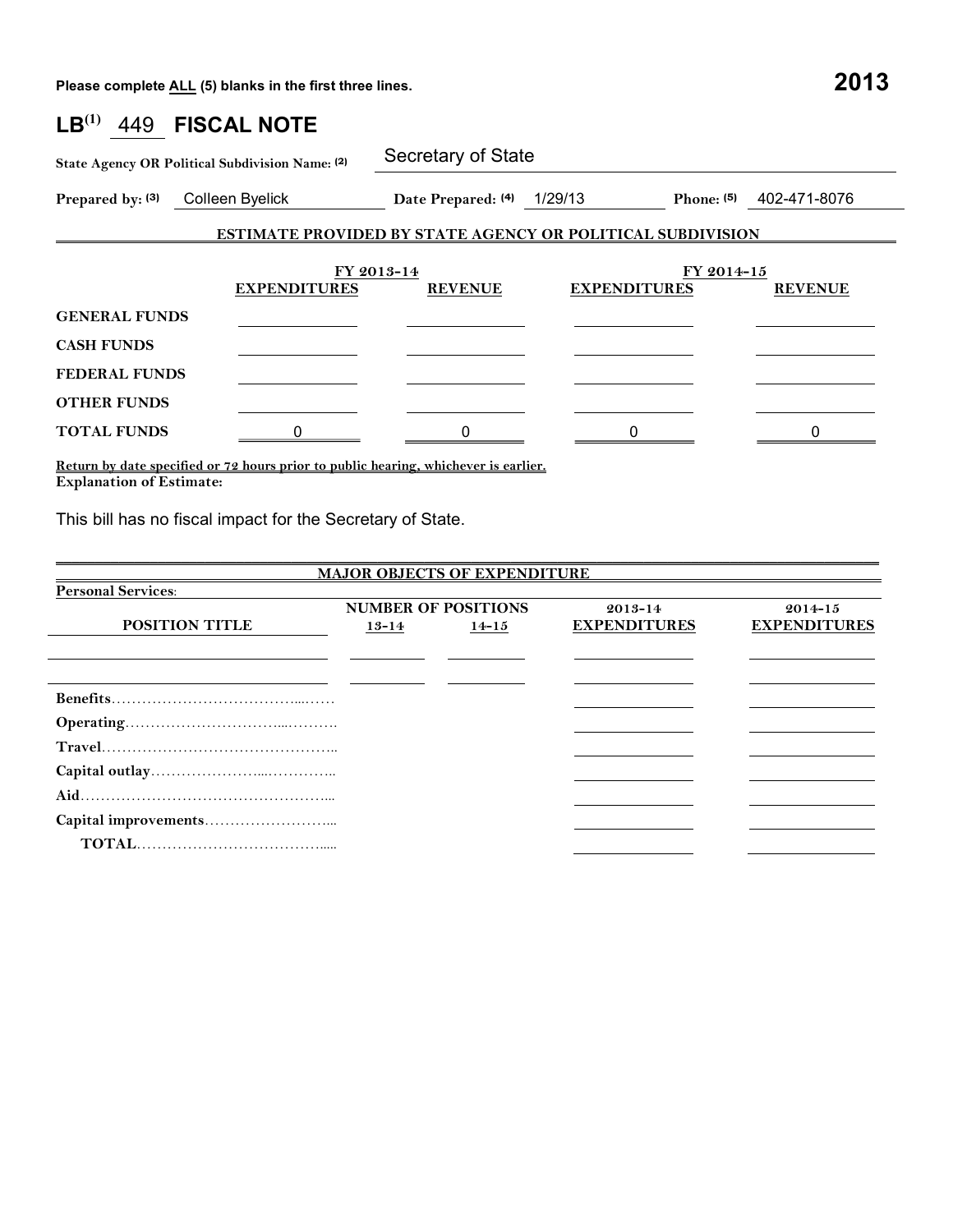Please complete ALL (5) blanks in the first three lines. **2013**

# LB[1] 449 FISCAL NOTE

**State Agency OR Political Subdivision Name:** [2] Secretary of State

**Prepared by:** [3] Colleen Byelick **Date Prepared:** [4] 1/29/13 **Phone:** [5] 402-471-8076

## ESTIMATE PROVIDED BY STATE AGENCY OR POLITICAL SUBDIVISION

| | FY 2013-14 | | FY 2014-15 | |
|---|---|---|---|---|
| | **EXPENDITURES** | **REVENUE** | **EXPENDITURES** | **REVENUE** |
| **GENERAL FUNDS** | | | | |
| **CASH FUNDS** | | | | |
| **FEDERAL FUNDS** | | | | |
| **OTHER FUNDS** | | | | |
| **TOTAL FUNDS** | 0 | 0 | 0 | 0 |

Return by date specified or 72 hours prior to public hearing, whichever is earlier.

**Explanation of Estimate:**

This bill has no fiscal impact for the Secretary of State.

## MAJOR OBJECTS OF EXPENDITURE

**Personal Services:**

| POSITION TITLE | NUMBER OF POSITIONS 13-14 | NUMBER OF POSITIONS 14-15 | 2013-14 EXPENDITURES | 2014-15 EXPENDITURES |
|---|---|---|---|---|
| | | | | |
| | | | | |
| **Benefits** | | | | |
| **Operating** | | | | |
| **Travel** | | | | |
| **Capital outlay** | | | | |
| **Aid** | | | | |
| **Capital improvements** | | | | |
| **TOTAL** | | | | |